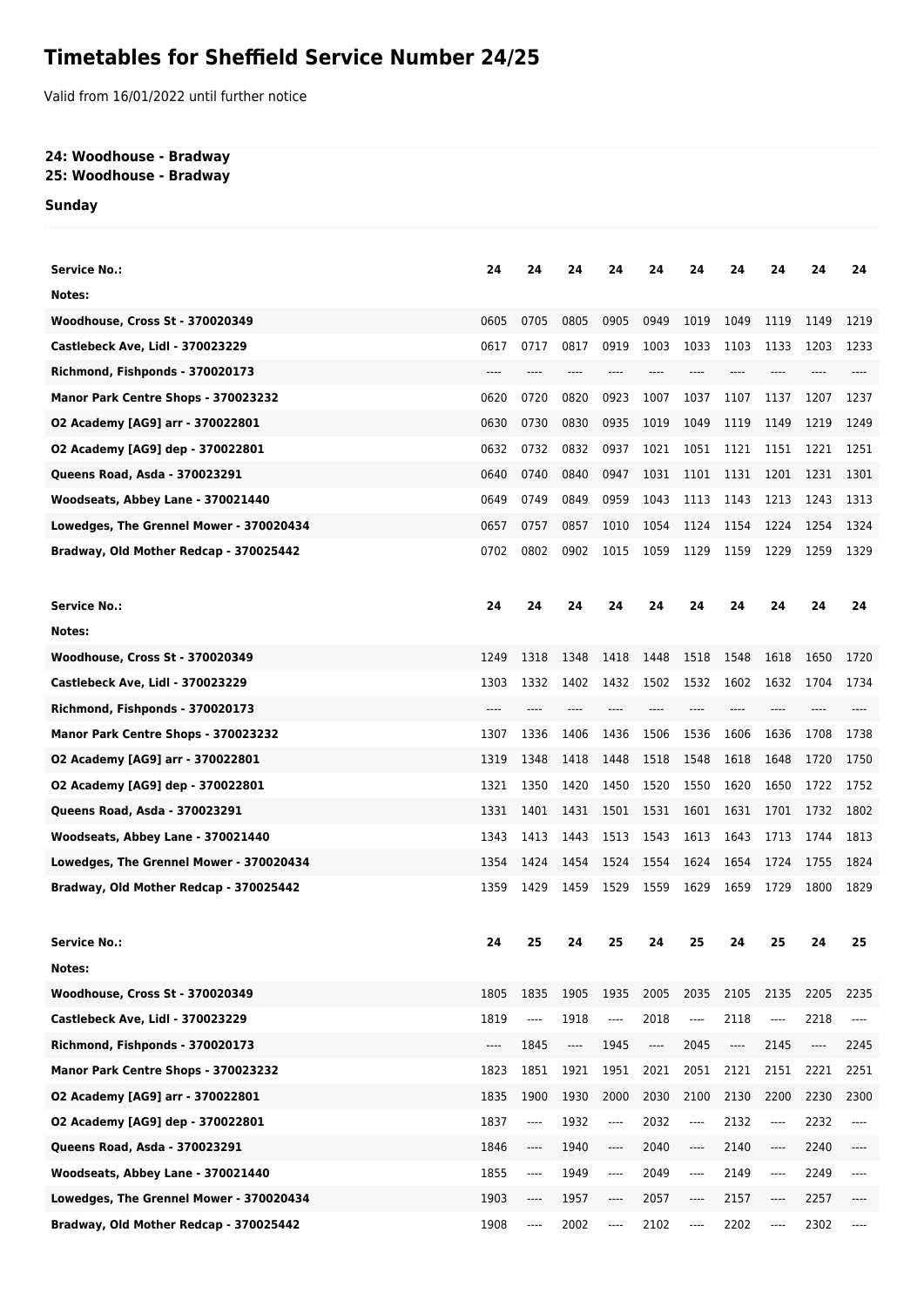# Timetables for Sheffield Service Number 24/25

Valid from 16/01/2022 until further notice

**24: Woodhouse - Bradway**
**25: Woodhouse - Bradway**

**Sunday**

| Service No.: | 24 | 24 | 24 | 24 | 24 | 24 | 24 | 24 | 24 | 24 |
|---|---|---|---|---|---|---|---|---|---|---|
| Notes: | | | | | | | | | | |
| Woodhouse, Cross St - 370020349 | 0605 | 0705 | 0805 | 0905 | 0949 | 1019 | 1049 | 1119 | 1149 | 1219 |
| Castlebeck Ave, Lidl - 370023229 | 0617 | 0717 | 0817 | 0919 | 1003 | 1033 | 1103 | 1133 | 1203 | 1233 |
| Richmond, Fishponds - 370020173 | ---- | ---- | ---- | ---- | ---- | ---- | ---- | ---- | ---- | ---- |
| Manor Park Centre Shops - 370023232 | 0620 | 0720 | 0820 | 0923 | 1007 | 1037 | 1107 | 1137 | 1207 | 1237 |
| O2 Academy [AG9] arr - 370022801 | 0630 | 0730 | 0830 | 0935 | 1019 | 1049 | 1119 | 1149 | 1219 | 1249 |
| O2 Academy [AG9] dep - 370022801 | 0632 | 0732 | 0832 | 0937 | 1021 | 1051 | 1121 | 1151 | 1221 | 1251 |
| Queens Road, Asda - 370023291 | 0640 | 0740 | 0840 | 0947 | 1031 | 1101 | 1131 | 1201 | 1231 | 1301 |
| Woodseats, Abbey Lane - 370021440 | 0649 | 0749 | 0849 | 0959 | 1043 | 1113 | 1143 | 1213 | 1243 | 1313 |
| Lowedges, The Grennel Mower - 370020434 | 0657 | 0757 | 0857 | 1010 | 1054 | 1124 | 1154 | 1224 | 1254 | 1324 |
| Bradway, Old Mother Redcap - 370025442 | 0702 | 0802 | 0902 | 1015 | 1059 | 1129 | 1159 | 1229 | 1259 | 1329 |

| Service No.: | 24 | 24 | 24 | 24 | 24 | 24 | 24 | 24 | 24 | 24 |
|---|---|---|---|---|---|---|---|---|---|---|
| Notes: | | | | | | | | | | |
| Woodhouse, Cross St - 370020349 | 1249 | 1318 | 1348 | 1418 | 1448 | 1518 | 1548 | 1618 | 1650 | 1720 |
| Castlebeck Ave, Lidl - 370023229 | 1303 | 1332 | 1402 | 1432 | 1502 | 1532 | 1602 | 1632 | 1704 | 1734 |
| Richmond, Fishponds - 370020173 | ---- | ---- | ---- | ---- | ---- | ---- | ---- | ---- | ---- | ---- |
| Manor Park Centre Shops - 370023232 | 1307 | 1336 | 1406 | 1436 | 1506 | 1536 | 1606 | 1636 | 1708 | 1738 |
| O2 Academy [AG9] arr - 370022801 | 1319 | 1348 | 1418 | 1448 | 1518 | 1548 | 1618 | 1648 | 1720 | 1750 |
| O2 Academy [AG9] dep - 370022801 | 1321 | 1350 | 1420 | 1450 | 1520 | 1550 | 1620 | 1650 | 1722 | 1752 |
| Queens Road, Asda - 370023291 | 1331 | 1401 | 1431 | 1501 | 1531 | 1601 | 1631 | 1701 | 1732 | 1802 |
| Woodseats, Abbey Lane - 370021440 | 1343 | 1413 | 1443 | 1513 | 1543 | 1613 | 1643 | 1713 | 1744 | 1813 |
| Lowedges, The Grennel Mower - 370020434 | 1354 | 1424 | 1454 | 1524 | 1554 | 1624 | 1654 | 1724 | 1755 | 1824 |
| Bradway, Old Mother Redcap - 370025442 | 1359 | 1429 | 1459 | 1529 | 1559 | 1629 | 1659 | 1729 | 1800 | 1829 |

| Service No.: | 24 | 25 | 24 | 25 | 24 | 25 | 24 | 25 | 24 | 25 |
|---|---|---|---|---|---|---|---|---|---|---|
| Notes: | | | | | | | | | | |
| Woodhouse, Cross St - 370020349 | 1805 | 1835 | 1905 | 1935 | 2005 | 2035 | 2105 | 2135 | 2205 | 2235 |
| Castlebeck Ave, Lidl - 370023229 | 1819 | ---- | 1918 | ---- | 2018 | ---- | 2118 | ---- | 2218 | ---- |
| Richmond, Fishponds - 370020173 | ---- | 1845 | ---- | 1945 | ---- | 2045 | ---- | 2145 | ---- | 2245 |
| Manor Park Centre Shops - 370023232 | 1823 | 1851 | 1921 | 1951 | 2021 | 2051 | 2121 | 2151 | 2221 | 2251 |
| O2 Academy [AG9] arr - 370022801 | 1835 | 1900 | 1930 | 2000 | 2030 | 2100 | 2130 | 2200 | 2230 | 2300 |
| O2 Academy [AG9] dep - 370022801 | 1837 | ---- | 1932 | ---- | 2032 | ---- | 2132 | ---- | 2232 | ---- |
| Queens Road, Asda - 370023291 | 1846 | ---- | 1940 | ---- | 2040 | ---- | 2140 | ---- | 2240 | ---- |
| Woodseats, Abbey Lane - 370021440 | 1855 | ---- | 1949 | ---- | 2049 | ---- | 2149 | ---- | 2249 | ---- |
| Lowedges, The Grennel Mower - 370020434 | 1903 | ---- | 1957 | ---- | 2057 | ---- | 2157 | ---- | 2257 | ---- |
| Bradway, Old Mother Redcap - 370025442 | 1908 | ---- | 2002 | ---- | 2102 | ---- | 2202 | ---- | 2302 | ---- |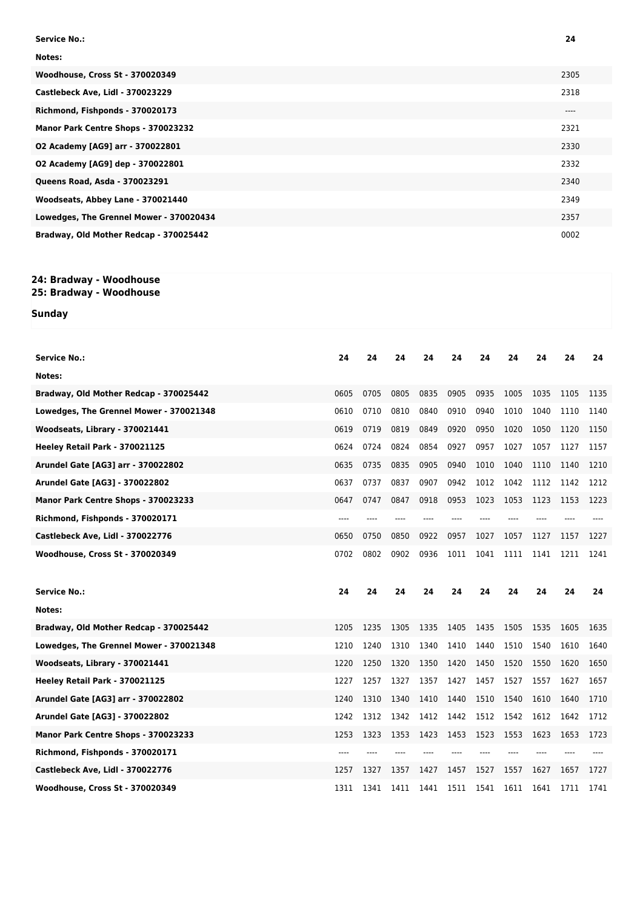| Service No.: | 24 |
|---|---|
| Notes: | |
| Woodhouse, Cross St - 370020349 | 2305 |
| Castlebeck Ave, Lidl - 370023229 | 2318 |
| Richmond, Fishponds - 370020173 | ---- |
| Manor Park Centre Shops - 370023232 | 2321 |
| O2 Academy [AG9] arr - 370022801 | 2330 |
| O2 Academy [AG9] dep - 370022801 | 2332 |
| Queens Road, Asda - 370023291 | 2340 |
| Woodseats, Abbey Lane - 370021440 | 2349 |
| Lowedges, The Grennel Mower - 370020434 | 2357 |
| Bradway, Old Mother Redcap - 370025442 | 0002 |

## 24: Bradway - Woodhouse
## 25: Bradway - Woodhouse

### Sunday

| Service No.: | 24 | 24 | 24 | 24 | 24 | 24 | 24 | 24 | 24 | 24 |
|---|---|---|---|---|---|---|---|---|---|---|
| Notes: | | | | | | | | | | |
| Bradway, Old Mother Redcap - 370025442 | 0605 | 0705 | 0805 | 0835 | 0905 | 0935 | 1005 | 1035 | 1105 | 1135 |
| Lowedges, The Grennel Mower - 370021348 | 0610 | 0710 | 0810 | 0840 | 0910 | 0940 | 1010 | 1040 | 1110 | 1140 |
| Woodseats, Library - 370021441 | 0619 | 0719 | 0819 | 0849 | 0920 | 0950 | 1020 | 1050 | 1120 | 1150 |
| Heeley Retail Park - 370021125 | 0624 | 0724 | 0824 | 0854 | 0927 | 0957 | 1027 | 1057 | 1127 | 1157 |
| Arundel Gate [AG3] arr - 370022802 | 0635 | 0735 | 0835 | 0905 | 0940 | 1010 | 1040 | 1110 | 1140 | 1210 |
| Arundel Gate [AG3] - 370022802 | 0637 | 0737 | 0837 | 0907 | 0942 | 1012 | 1042 | 1112 | 1142 | 1212 |
| Manor Park Centre Shops - 370023233 | 0647 | 0747 | 0847 | 0918 | 0953 | 1023 | 1053 | 1123 | 1153 | 1223 |
| Richmond, Fishponds - 370020171 | ---- | ---- | ---- | ---- | ---- | ---- | ---- | ---- | ---- | ---- |
| Castlebeck Ave, Lidl - 370022776 | 0650 | 0750 | 0850 | 0922 | 0957 | 1027 | 1057 | 1127 | 1157 | 1227 |
| Woodhouse, Cross St - 370020349 | 0702 | 0802 | 0902 | 0936 | 1011 | 1041 | 1111 | 1141 | 1211 | 1241 |

| Service No.: | 24 | 24 | 24 | 24 | 24 | 24 | 24 | 24 | 24 | 24 |
|---|---|---|---|---|---|---|---|---|---|---|
| Notes: | | | | | | | | | | |
| Bradway, Old Mother Redcap - 370025442 | 1205 | 1235 | 1305 | 1335 | 1405 | 1435 | 1505 | 1535 | 1605 | 1635 |
| Lowedges, The Grennel Mower - 370021348 | 1210 | 1240 | 1310 | 1340 | 1410 | 1440 | 1510 | 1540 | 1610 | 1640 |
| Woodseats, Library - 370021441 | 1220 | 1250 | 1320 | 1350 | 1420 | 1450 | 1520 | 1550 | 1620 | 1650 |
| Heeley Retail Park - 370021125 | 1227 | 1257 | 1327 | 1357 | 1427 | 1457 | 1527 | 1557 | 1627 | 1657 |
| Arundel Gate [AG3] arr - 370022802 | 1240 | 1310 | 1340 | 1410 | 1440 | 1510 | 1540 | 1610 | 1640 | 1710 |
| Arundel Gate [AG3] - 370022802 | 1242 | 1312 | 1342 | 1412 | 1442 | 1512 | 1542 | 1612 | 1642 | 1712 |
| Manor Park Centre Shops - 370023233 | 1253 | 1323 | 1353 | 1423 | 1453 | 1523 | 1553 | 1623 | 1653 | 1723 |
| Richmond, Fishponds - 370020171 | ---- | ---- | ---- | ---- | ---- | ---- | ---- | ---- | ---- | ---- |
| Castlebeck Ave, Lidl - 370022776 | 1257 | 1327 | 1357 | 1427 | 1457 | 1527 | 1557 | 1627 | 1657 | 1727 |
| Woodhouse, Cross St - 370020349 | 1311 | 1341 | 1411 | 1441 | 1511 | 1541 | 1611 | 1641 | 1711 | 1741 |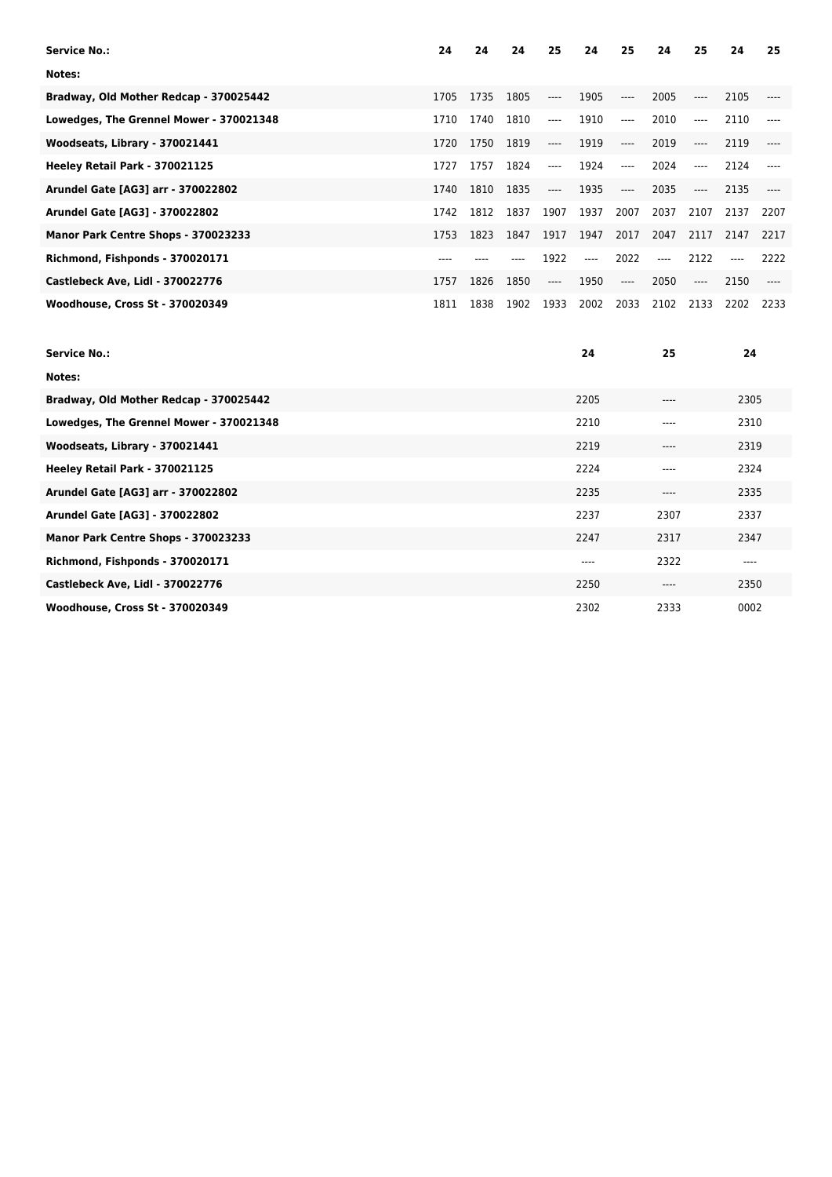| Service No.: | 24 | 24 | 24 | 25 | 24 | 25 | 24 | 25 | 24 | 25 |
|---|---|---|---|---|---|---|---|---|---|---|
| Notes: | | | | | | | | | | |
| Bradway, Old Mother Redcap - 370025442 | 1705 | 1735 | 1805 | ---- | 1905 | ---- | 2005 | ---- | 2105 | ---- |
| Lowedges, The Grennel Mower - 370021348 | 1710 | 1740 | 1810 | ---- | 1910 | ---- | 2010 | ---- | 2110 | ---- |
| Woodseats, Library - 370021441 | 1720 | 1750 | 1819 | ---- | 1919 | ---- | 2019 | ---- | 2119 | ---- |
| Heeley Retail Park - 370021125 | 1727 | 1757 | 1824 | ---- | 1924 | ---- | 2024 | ---- | 2124 | ---- |
| Arundel Gate [AG3] arr - 370022802 | 1740 | 1810 | 1835 | ---- | 1935 | ---- | 2035 | ---- | 2135 | ---- |
| Arundel Gate [AG3] - 370022802 | 1742 | 1812 | 1837 | 1907 | 1937 | 2007 | 2037 | 2107 | 2137 | 2207 |
| Manor Park Centre Shops - 370023233 | 1753 | 1823 | 1847 | 1917 | 1947 | 2017 | 2047 | 2117 | 2147 | 2217 |
| Richmond, Fishponds - 370020171 | ---- | ---- | ---- | 1922 | ---- | 2022 | ---- | 2122 | ---- | 2222 |
| Castlebeck Ave, Lidl - 370022776 | 1757 | 1826 | 1850 | ---- | 1950 | ---- | 2050 | ---- | 2150 | ---- |
| Woodhouse, Cross St - 370020349 | 1811 | 1838 | 1902 | 1933 | 2002 | 2033 | 2102 | 2133 | 2202 | 2233 |

| Service No.: | 24 | 25 | 24 |
|---|---|---|---|
| Notes: | | | |
| Bradway, Old Mother Redcap - 370025442 | 2205 | ---- | 2305 |
| Lowedges, The Grennel Mower - 370021348 | 2210 | ---- | 2310 |
| Woodseats, Library - 370021441 | 2219 | ---- | 2319 |
| Heeley Retail Park - 370021125 | 2224 | ---- | 2324 |
| Arundel Gate [AG3] arr - 370022802 | 2235 | ---- | 2335 |
| Arundel Gate [AG3] - 370022802 | 2237 | 2307 | 2337 |
| Manor Park Centre Shops - 370023233 | 2247 | 2317 | 2347 |
| Richmond, Fishponds - 370020171 | ---- | 2322 | ---- |
| Castlebeck Ave, Lidl - 370022776 | 2250 | ---- | 2350 |
| Woodhouse, Cross St - 370020349 | 2302 | 2333 | 0002 |